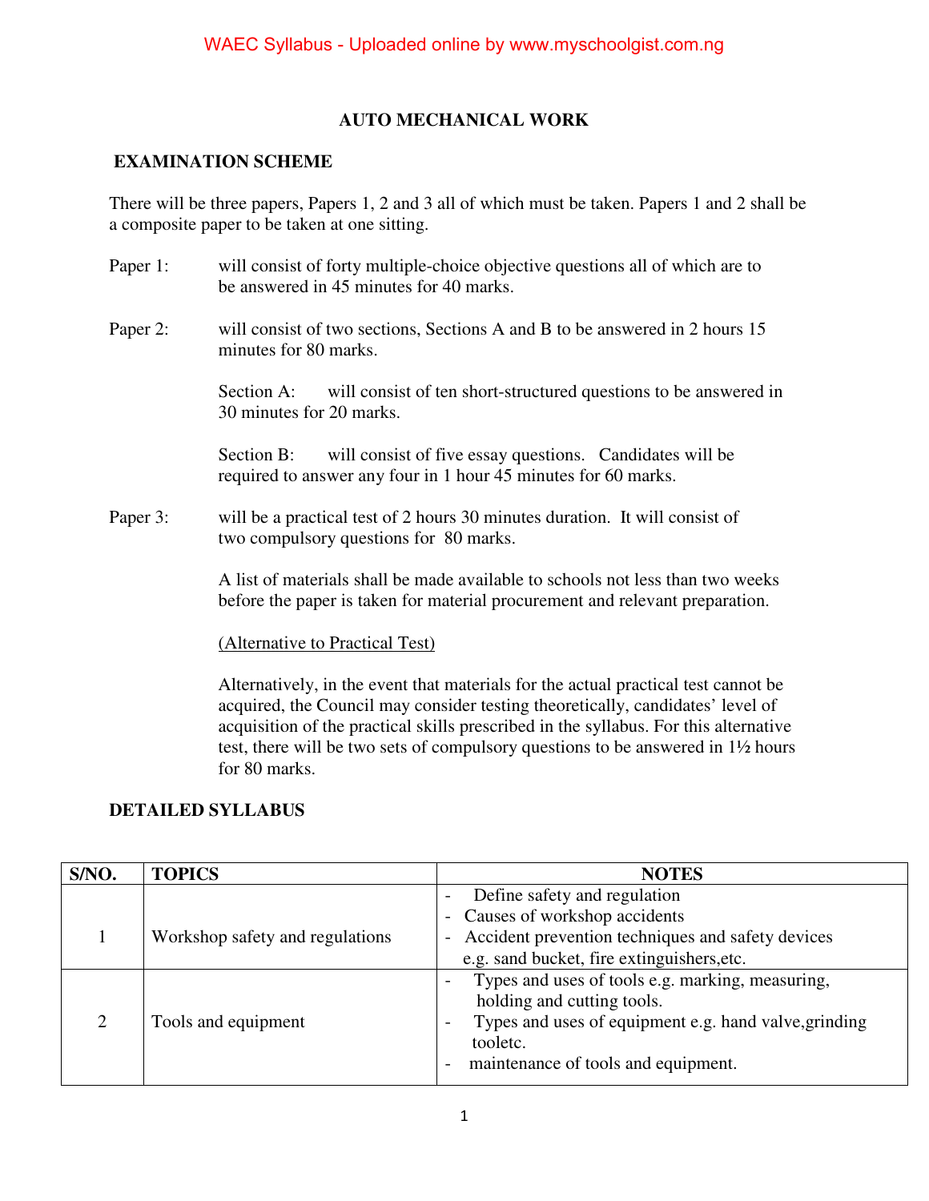# AUTO MECHANICAL WORK

## EXAMINATION SCHEME

There will be three papers, Papers 1, 2 and 3 all of which must be taken. Papers 1 and 2 shall be a composite paper to be taken at one sitting.

Paper 1: will consist of forty multiple-choice objective questions all of which are to be answered in 45 minutes for 40 marks.

Paper 2: will consist of two sections, Sections A and B to be answered in 2 hours 15 minutes for 80 marks.

Section A: will consist of ten short-structured questions to be answered in 30 minutes for 20 marks.

Section B: will consist of five essay questions. Candidates will be required to answer any four in 1 hour 45 minutes for 60 marks.

Paper 3: will be a practical test of 2 hours 30 minutes duration. It will consist of two compulsory questions for 80 marks.

A list of materials shall be made available to schools not less than two weeks before the paper is taken for material procurement and relevant preparation.

(Alternative to Practical Test)

Alternatively, in the event that materials for the actual practical test cannot be acquired, the Council may consider testing theoretically, candidates' level of acquisition of the practical skills prescribed in the syllabus. For this alternative test, there will be two sets of compulsory questions to be answered in 1½ hours for 80 marks.

## DETAILED SYLLABUS

| S/NO. | TOPICS | NOTES |
|---|---|---|
| 1 | Workshop safety and regulations | - Define safety and regulation<br>- Causes of workshop accidents<br>- Accident prevention techniques and safety devices e.g. sand bucket, fire extinguishers,etc. |
| 2 | Tools and equipment | - Types and uses of tools e.g. marking, measuring, holding and cutting tools.<br>- Types and uses of equipment e.g. hand valve,grinding tooletc.<br>- maintenance of tools and equipment. |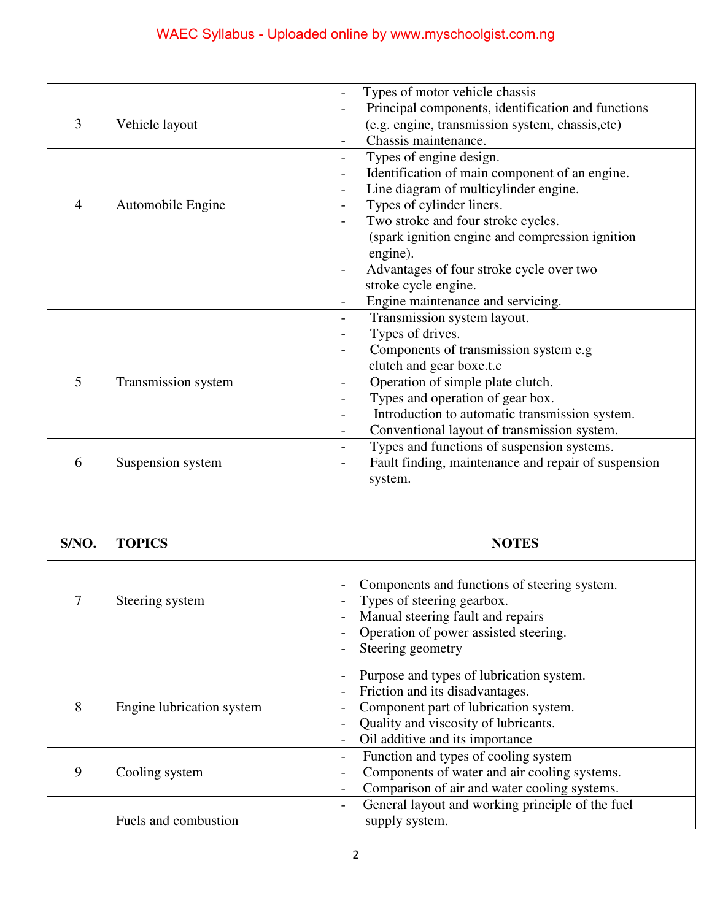| S/NO. | TOPICS | NOTES |
|---|---|---|
| 3 | Vehicle layout | - Types of motor vehicle chassis<br>- Principal components, identification and functions (e.g. engine, transmission system, chassis,etc)<br>- Chassis maintenance. |
| 4 | Automobile Engine | - Types of engine design.<br>- Identification of main component of an engine.<br>- Line diagram of multicylinder engine.<br>- Types of cylinder liners.<br>- Two stroke and four stroke cycles. (spark ignition engine and compression ignition engine).<br>- Advantages of four stroke cycle over two stroke cycle engine.<br>- Engine maintenance and servicing. |
| 5 | Transmission system | - Transmission system layout.<br>- Types of drives.<br>- Components of transmission system e.g clutch and gear boxe.t.c<br>- Operation of simple plate clutch.<br>- Types and operation of gear box.<br>- Introduction to automatic transmission system.<br>- Conventional layout of transmission system. |
| 6 | Suspension system | - Types and functions of suspension systems.<br>- Fault finding, maintenance and repair of suspension system. |
| 7 | Steering system | - Components and functions of steering system.<br>- Types of steering gearbox.<br>- Manual steering fault and repairs<br>- Operation of power assisted steering.<br>- Steering geometry |
| 8 | Engine lubrication system | - Purpose and types of lubrication system.<br>- Friction and its disadvantages.<br>- Component part of lubrication system.<br>- Quality and viscosity of lubricants.<br>- Oil additive and its importance |
| 9 | Cooling system | - Function and types of cooling system<br>- Components of water and air cooling systems.<br>- Comparison of air and water cooling systems. |
| | Fuels and combustion | - General layout and working principle of the fuel supply system. |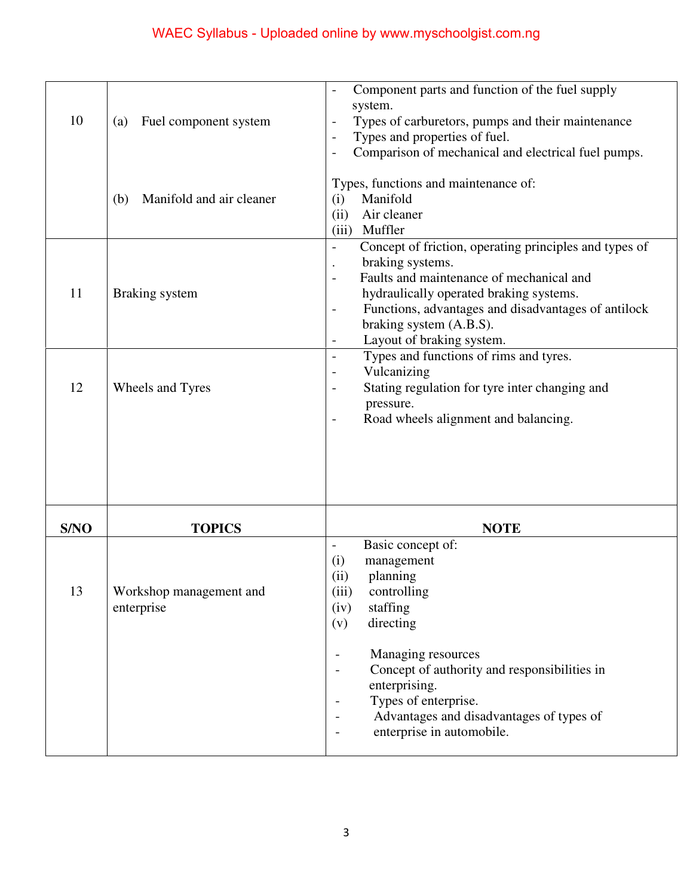| S/NO | TOPICS | NOTE |
|---|---|---|
| 10 | (a) Fuel component system | - Component parts and function of the fuel supply system.<br>- Types of carburetors, pumps and their maintenance<br>- Types and properties of fuel.<br>- Comparison of mechanical and electrical fuel pumps. |
| | (b) Manifold and air cleaner | Types, functions and maintenance of:<br>(i) Manifold<br>(ii) Air cleaner<br>(iii) Muffler |
| 11 | Braking system | - Concept of friction, operating principles and types of braking systems.<br>- Faults and maintenance of mechanical and hydraulically operated braking systems.<br>- Functions, advantages and disadvantages of antilock braking system (A.B.S).<br>- Layout of braking system. |
| 12 | Wheels and Tyres | - Types and functions of rims and tyres.<br>- Vulcanizing<br>- Stating regulation for tyre inter changing and pressure.<br>- Road wheels alignment and balancing. |
| 13 | Workshop management and enterprise | - Basic concept of:<br>(i) management<br>(ii) planning<br>(iii) controlling<br>(iv) staffing<br>(v) directing<br><br>- Managing resources<br>- Concept of authority and responsibilities in enterprising.<br>- Types of enterprise.<br>- Advantages and disadvantages of types of<br>- enterprise in automobile. |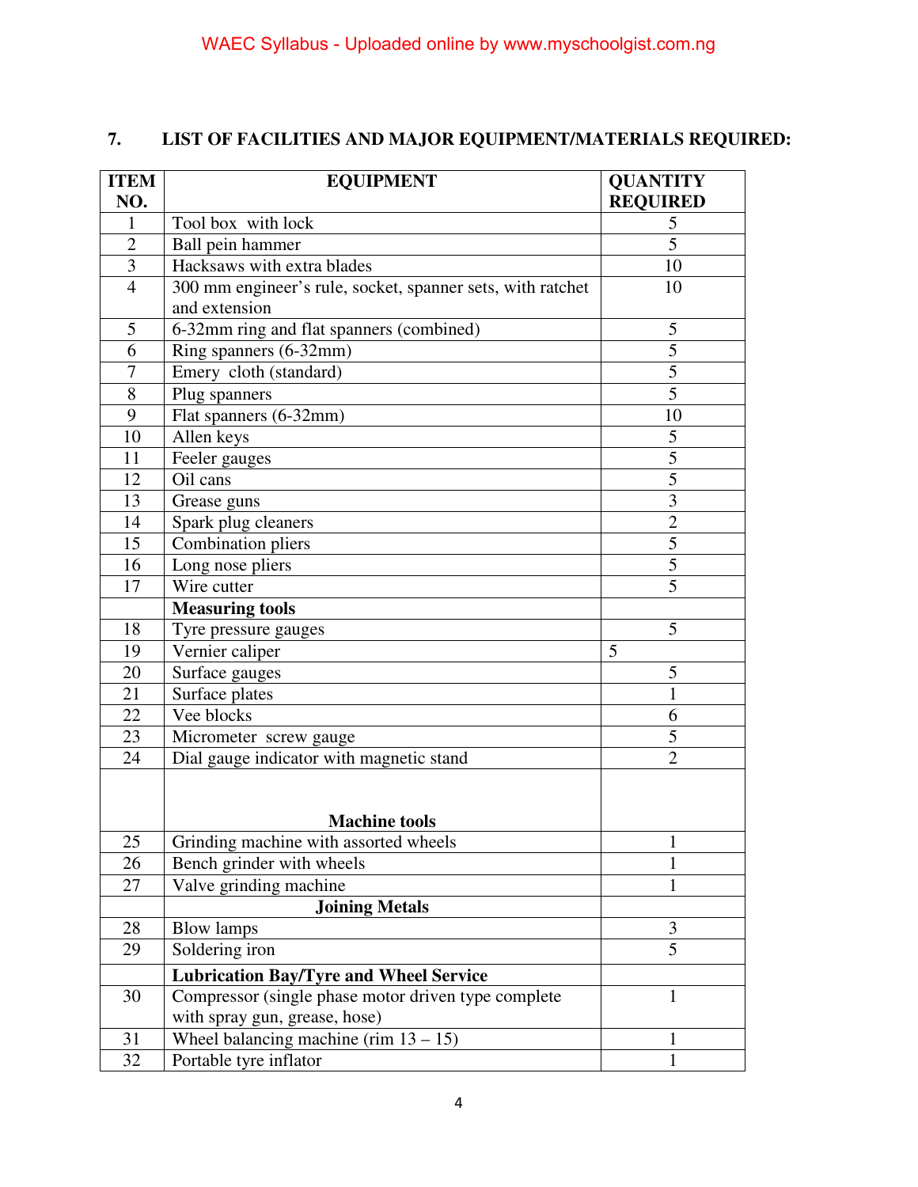## 7. LIST OF FACILITIES AND MAJOR EQUIPMENT/MATERIALS REQUIRED:

| ITEM NO. | EQUIPMENT | QUANTITY REQUIRED |
|---|---|---|
| 1 | Tool box with lock | 5 |
| 2 | Ball pein hammer | 5 |
| 3 | Hacksaws with extra blades | 10 |
| 4 | 300 mm engineer's rule, socket, spanner sets, with ratchet and extension | 10 |
| 5 | 6-32mm ring and flat spanners (combined) | 5 |
| 6 | Ring spanners (6-32mm) | 5 |
| 7 | Emery cloth (standard) | 5 |
| 8 | Plug spanners | 5 |
| 9 | Flat spanners (6-32mm) | 10 |
| 10 | Allen keys | 5 |
| 11 | Feeler gauges | 5 |
| 12 | Oil cans | 5 |
| 13 | Grease guns | 3 |
| 14 | Spark plug cleaners | 2 |
| 15 | Combination pliers | 5 |
| 16 | Long nose pliers | 5 |
| 17 | Wire cutter | 5 |
| | **Measuring tools** | |
| 18 | Tyre pressure gauges | 5 |
| 19 | Vernier caliper | 5 |
| 20 | Surface gauges | 5 |
| 21 | Surface plates | 1 |
| 22 | Vee blocks | 6 |
| 23 | Micrometer screw gauge | 5 |
| 24 | Dial gauge indicator with magnetic stand | 2 |
| | **Machine tools** | |
| 25 | Grinding machine with assorted wheels | 1 |
| 26 | Bench grinder with wheels | 1 |
| 27 | Valve grinding machine | 1 |
| | **Joining Metals** | |
| 28 | Blow lamps | 3 |
| 29 | Soldering iron | 5 |
| | **Lubrication Bay/Tyre and Wheel Service** | |
| 30 | Compressor (single phase motor driven type complete with spray gun, grease, hose) | 1 |
| 31 | Wheel balancing machine (rim 13 – 15) | 1 |
| 32 | Portable tyre inflator | 1 |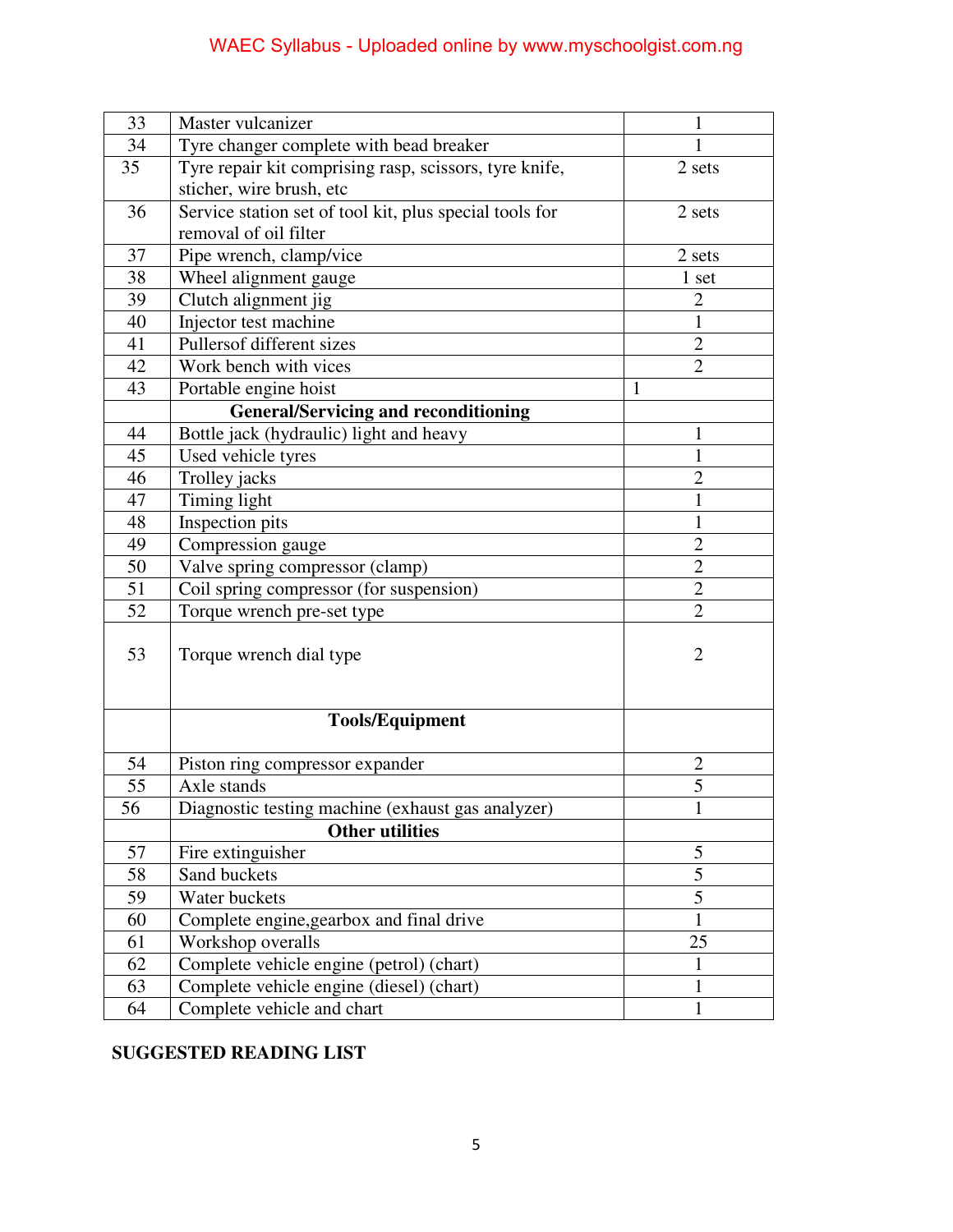| 33 | Master vulcanizer | 1 |
|---|---|---|
| 34 | Tyre changer complete with bead breaker | 1 |
| 35 | Tyre repair kit comprising rasp, scissors, tyre knife, sticher, wire brush, etc | 2 sets |
| 36 | Service station set of tool kit, plus special tools for removal of oil filter | 2 sets |
| 37 | Pipe wrench, clamp/vice | 2 sets |
| 38 | Wheel alignment gauge | 1 set |
| 39 | Clutch alignment jig | 2 |
| 40 | Injector test machine | 1 |
| 41 | Pullersof different sizes | 2 |
| 42 | Work bench with vices | 2 |
| 43 | Portable engine hoist | 1 |
| | **General/Servicing and reconditioning** | |
| 44 | Bottle jack (hydraulic) light and heavy | 1 |
| 45 | Used vehicle tyres | 1 |
| 46 | Trolley jacks | 2 |
| 47 | Timing light | 1 |
| 48 | Inspection pits | 1 |
| 49 | Compression gauge | 2 |
| 50 | Valve spring compressor (clamp) | 2 |
| 51 | Coil spring compressor (for suspension) | 2 |
| 52 | Torque wrench pre-set type | 2 |
| 53 | Torque wrench dial type | 2 |
| | **Tools/Equipment** | |
| 54 | Piston ring compressor expander | 2 |
| 55 | Axle stands | 5 |
| 56 | Diagnostic testing machine (exhaust gas analyzer) | 1 |
| | **Other utilities** | |
| 57 | Fire extinguisher | 5 |
| 58 | Sand buckets | 5 |
| 59 | Water buckets | 5 |
| 60 | Complete engine,gearbox and final drive | 1 |
| 61 | Workshop overalls | 25 |
| 62 | Complete vehicle engine (petrol) (chart) | 1 |
| 63 | Complete vehicle engine (diesel) (chart) | 1 |
| 64 | Complete vehicle and chart | 1 |

**SUGGESTED READING LIST**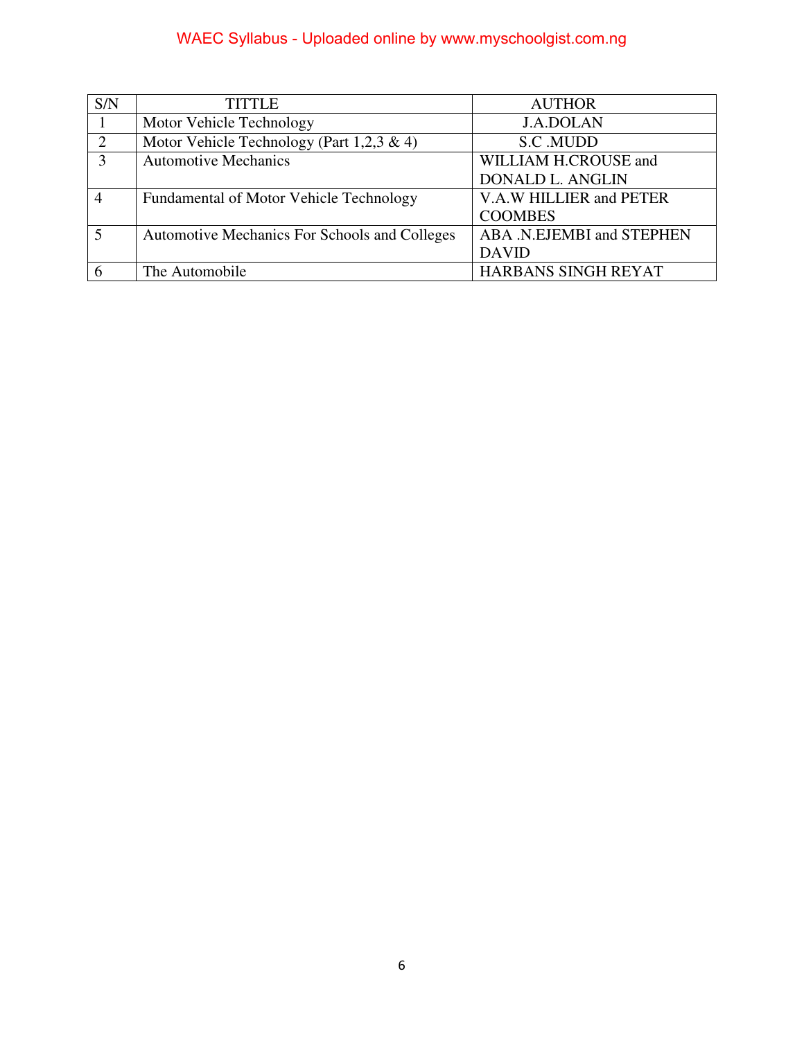| S/N | TITTLE | AUTHOR |
|---|---|---|
| 1 | Motor Vehicle Technology | J.A.DOLAN |
| 2 | Motor Vehicle Technology (Part 1,2,3 & 4) | S.C .MUDD |
| 3 | Automotive Mechanics | WILLIAM H.CROUSE and DONALD L. ANGLIN |
| 4 | Fundamental of Motor Vehicle Technology | V.A.W HILLIER and PETER COOMBES |
| 5 | Automotive Mechanics For Schools and Colleges | ABA .N.EJEMBI and STEPHEN DAVID |
| 6 | The Automobile | HARBANS SINGH REYAT |